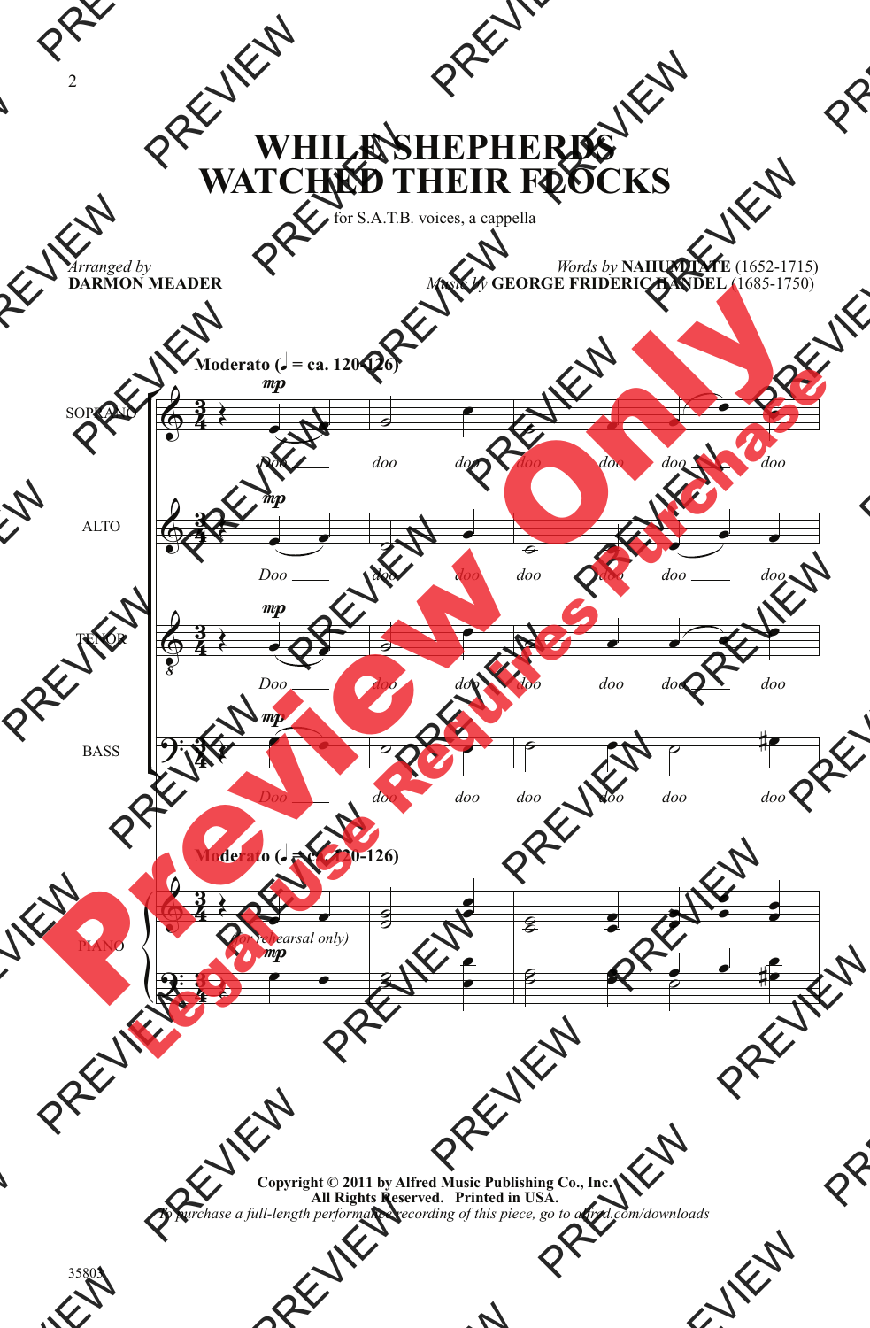# WHILE SHEPHERDS WATCHED THEIR FLOCKS

for S.A.T.B. voices, a cappella

*Arranged by*
**DARMON MEADER**

*Words by* **NAHUM TATE** (1652-1715)
*Music by* **GEORGE FRIDERIC HANDEL** (1685-1750)

**Moderato** (♩ = ca. 120-126)

SOPRANO — *mp* — *Doo doo doo doo doo doo doo*

ALTO — *mp* — *Doo doo doo doo doo doo doo*

TENOR — *mp* — *Doo doo doo doo doo doo doo*

BASS — *mp* — *Doo doo doo doo doo doo doo*

PIANO — **Moderato** (♩ = ca. 120-126) — *(for rehearsal only)* — *mp*

Copyright © 2011 by Alfred Music Publishing Co., Inc.
All Rights Reserved. Printed in USA.
*To purchase a full-length performance recording of this piece, go to alfred.com/downloads*

35805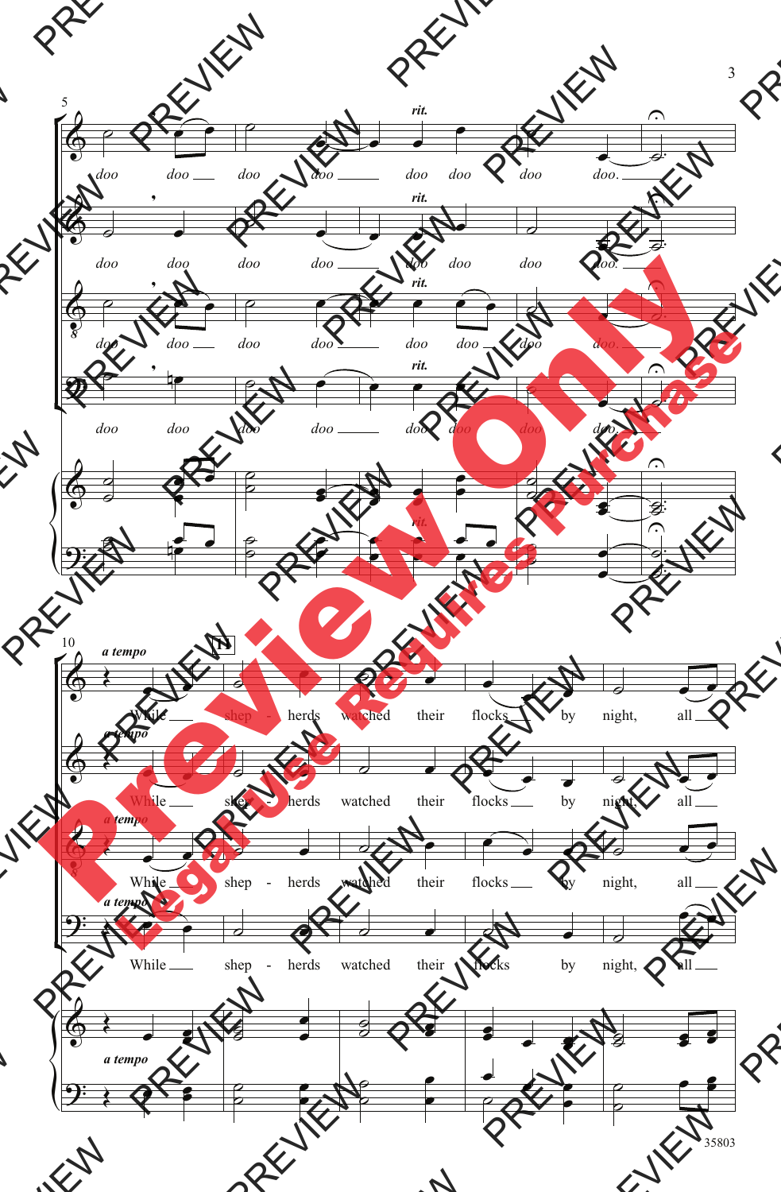5

*rit.*

doo doo doo doo doo doo doo doo.

*a tempo*

10 11

While shep - herds watched their flocks by night, all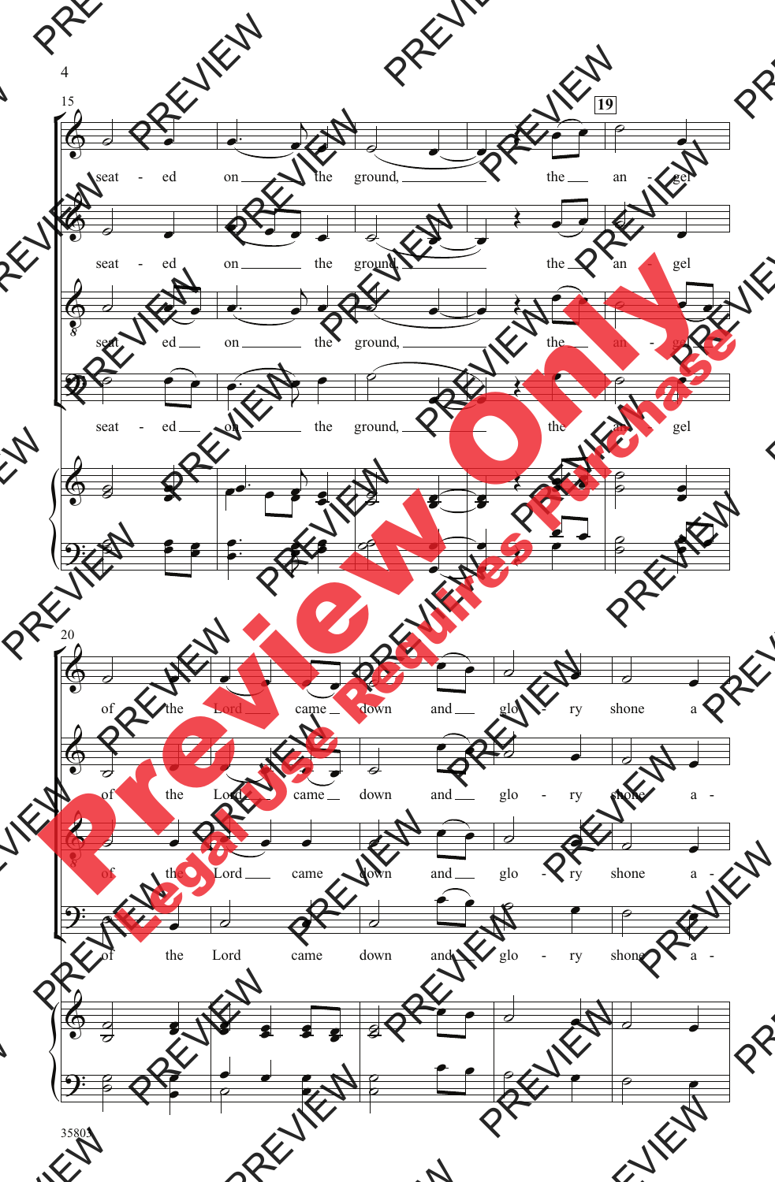seat - ed on the ground, the an - gel

of the Lord came down and glo - ry shone a -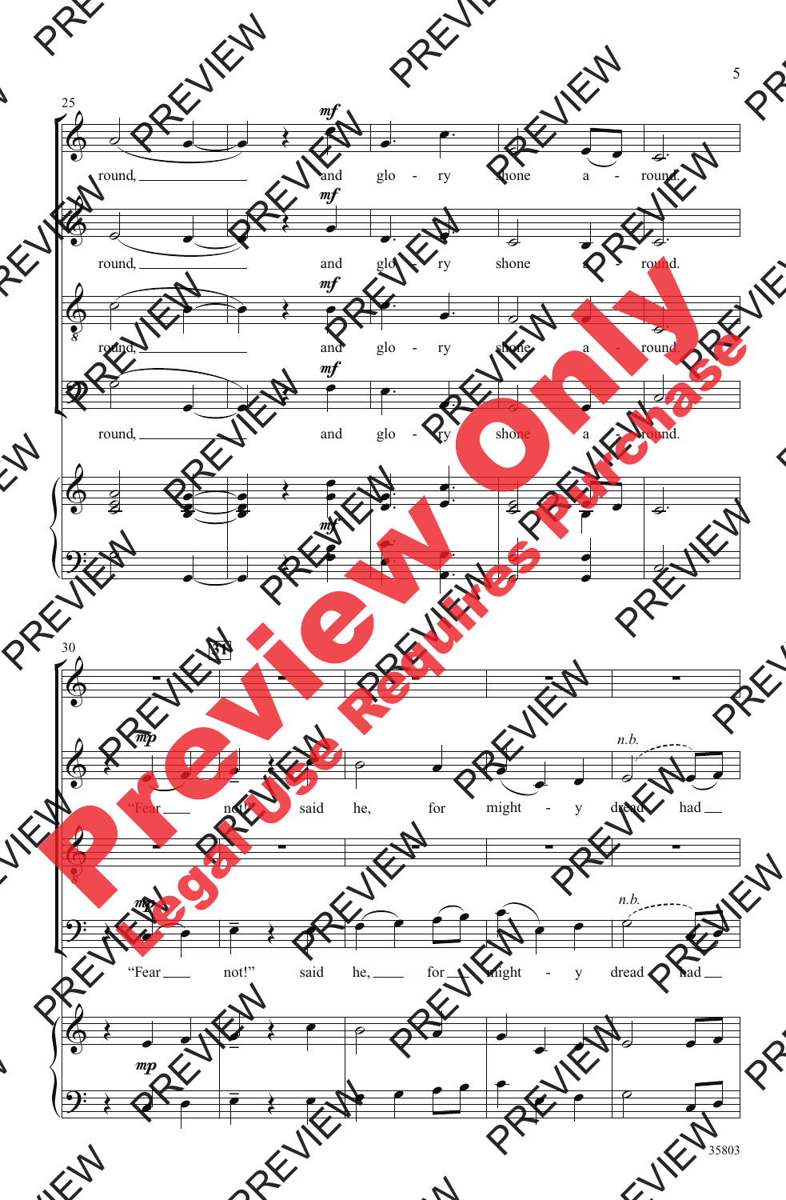round, and glo - ry shone a - round.

round, and glo - ry shone a - round.

round, and glo - ry shone a - round.

round, and glo - ry shone a - round.

"Fear not!" said he, for might - y dread had

"Fear not!" said he, for might - y dread had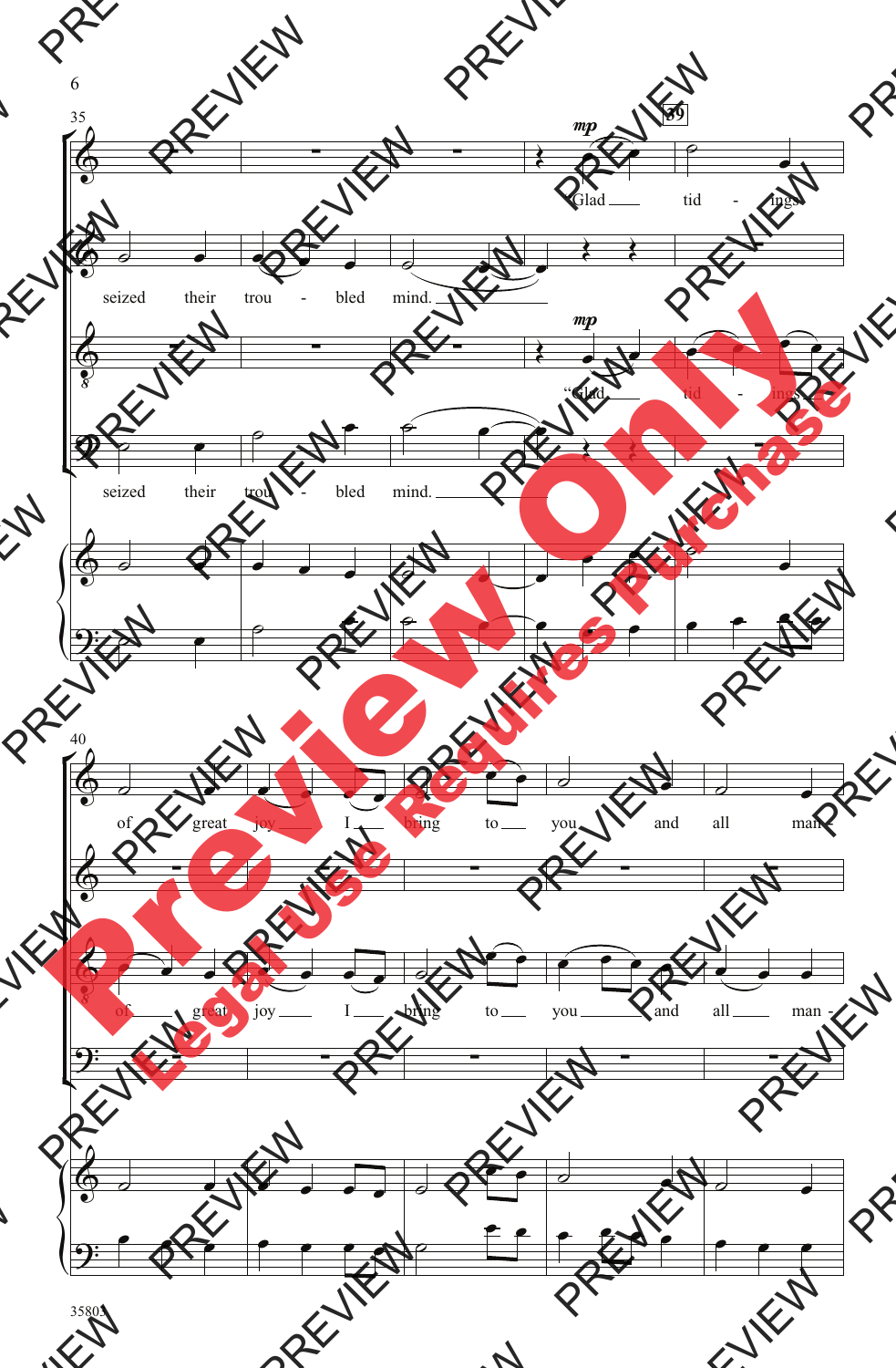35

39

*mp*

Glad tid - ings

seized their trou - bled mind.

*mp*

"Glad tid - ings

seized their trou - bled mind.

40

of great joy I bring to you and all man -

of great joy I bring to you and all man -

35805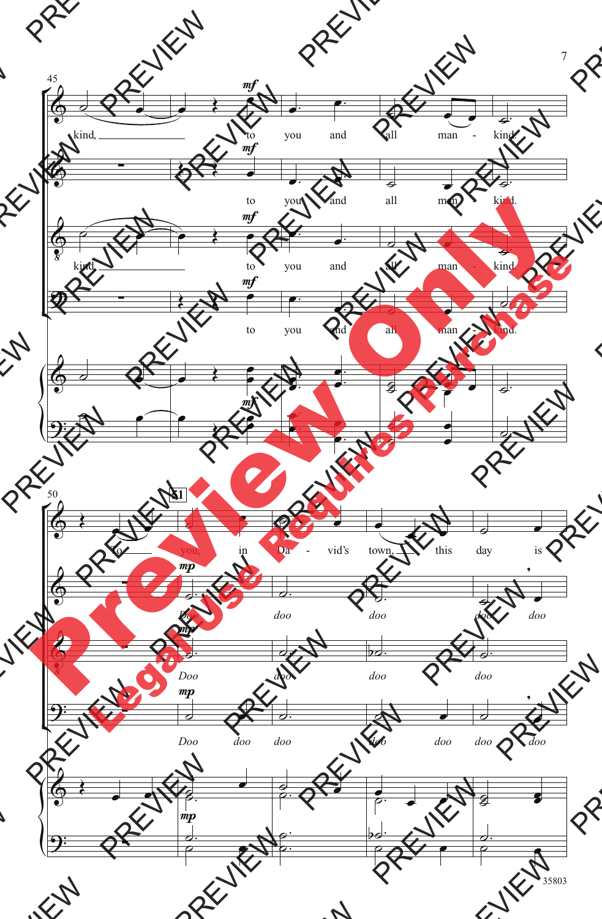45

kind, to you and all man - kind.

to you and all man - kind.

kind, to you and all man - kind.

to you and all man - kind.

50

51

to you, in Da - vid's town, this day is

Doo doo doo doo doo

Doo doo doo doo

Doo doo doo doo doo doo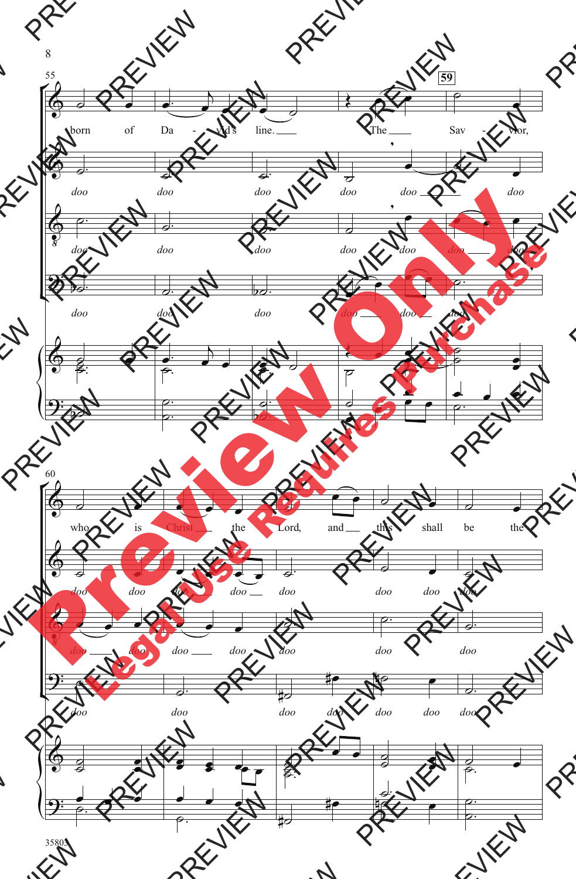55

born of Da - vid's line. The Sav - ior,

doo doo doo doo doo doo

doo doo doo doo doo doo doo

doo doo doo doo doo doo

59

60

who is Christ the Lord, and this shall be the

doo doo doo doo doo doo doo doo

doo doo doo doo doo doo doo

doo doo doo doo doo doo doo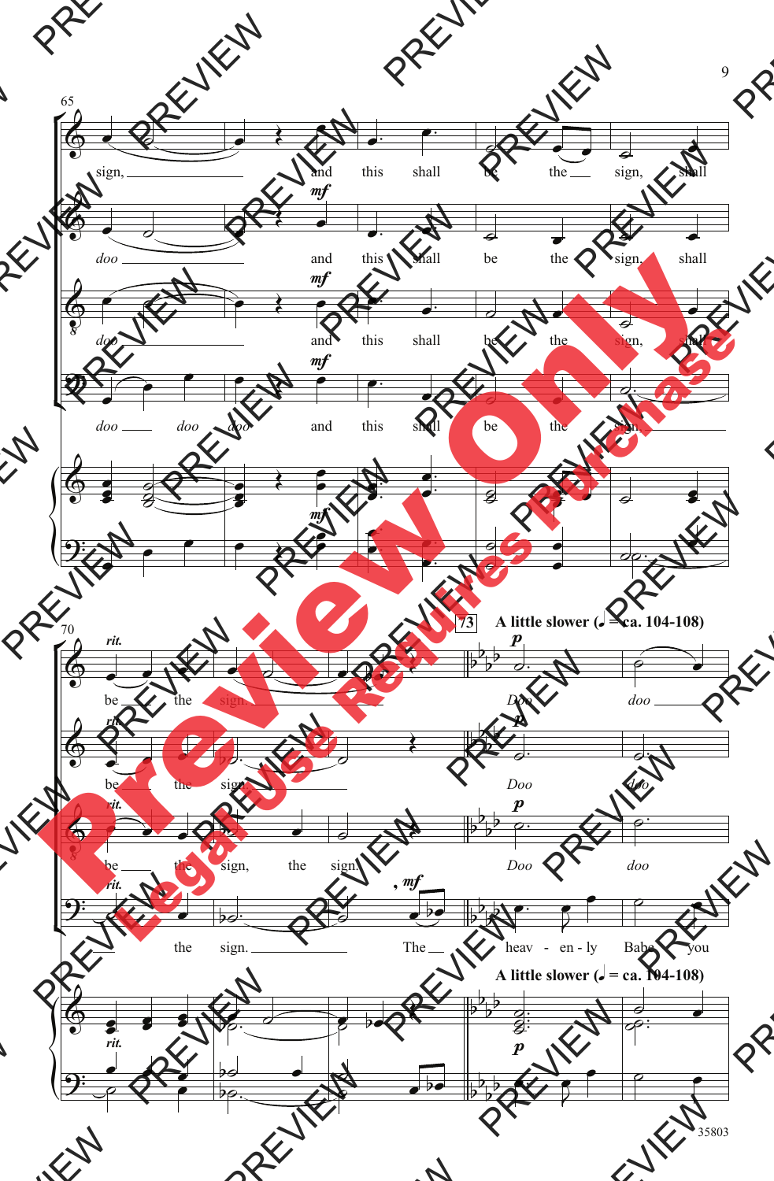65

sign, and this shall be the sign, shall

doo and this shall be the sign, shall

doo and this shall be the sign, shall

doo doo doo and this shall be the sign

70 *rit.*

be the sign.

be the sign.

be the sign, the sign.

the sign. The heav - en - ly Babe you

73 **A little slower (♩ = ca. 104-108)**

Doo doo

Doo doo

Doo doo

**A little slower (♩ = ca. 104-108)**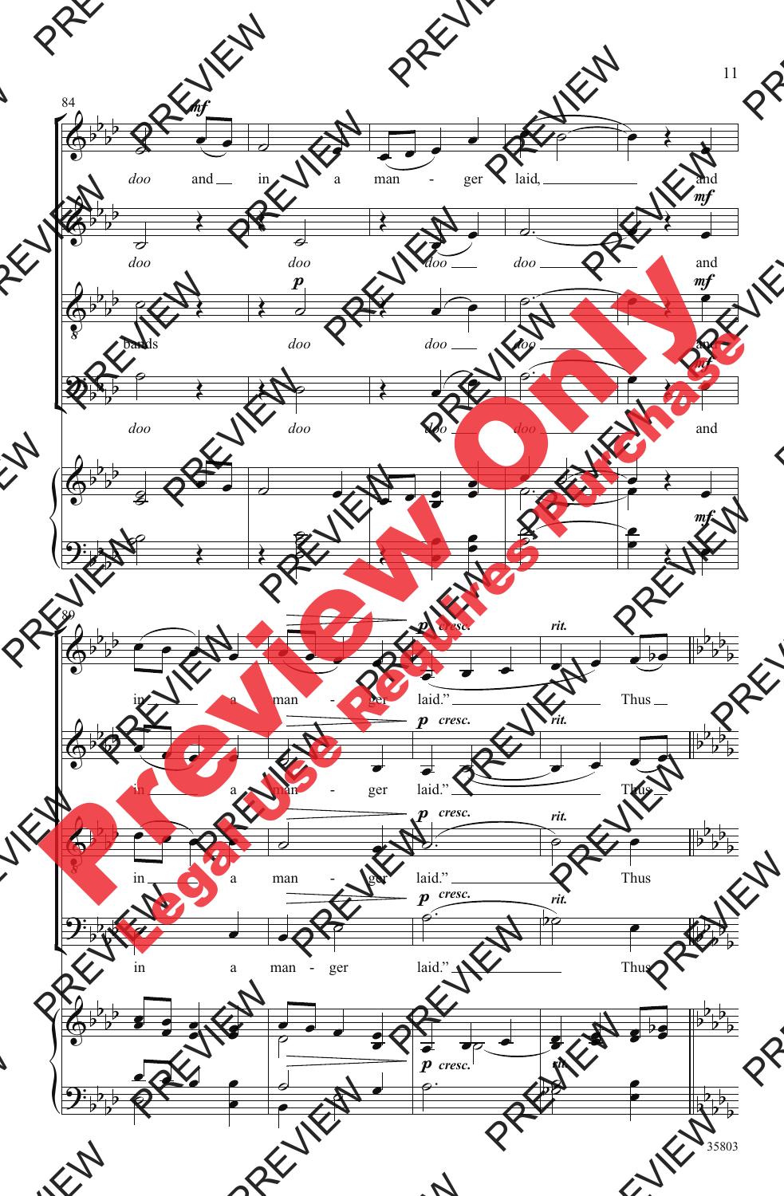84

doo and in a man - ger laid, and

doo doo doo doo and

bands doo doo doo and

doo doo doo doo and

89

in a man - ger laid." Thus

in a man - ger laid." Thus

in a man - ger laid." Thus

in a man - ger laid." Thus

35803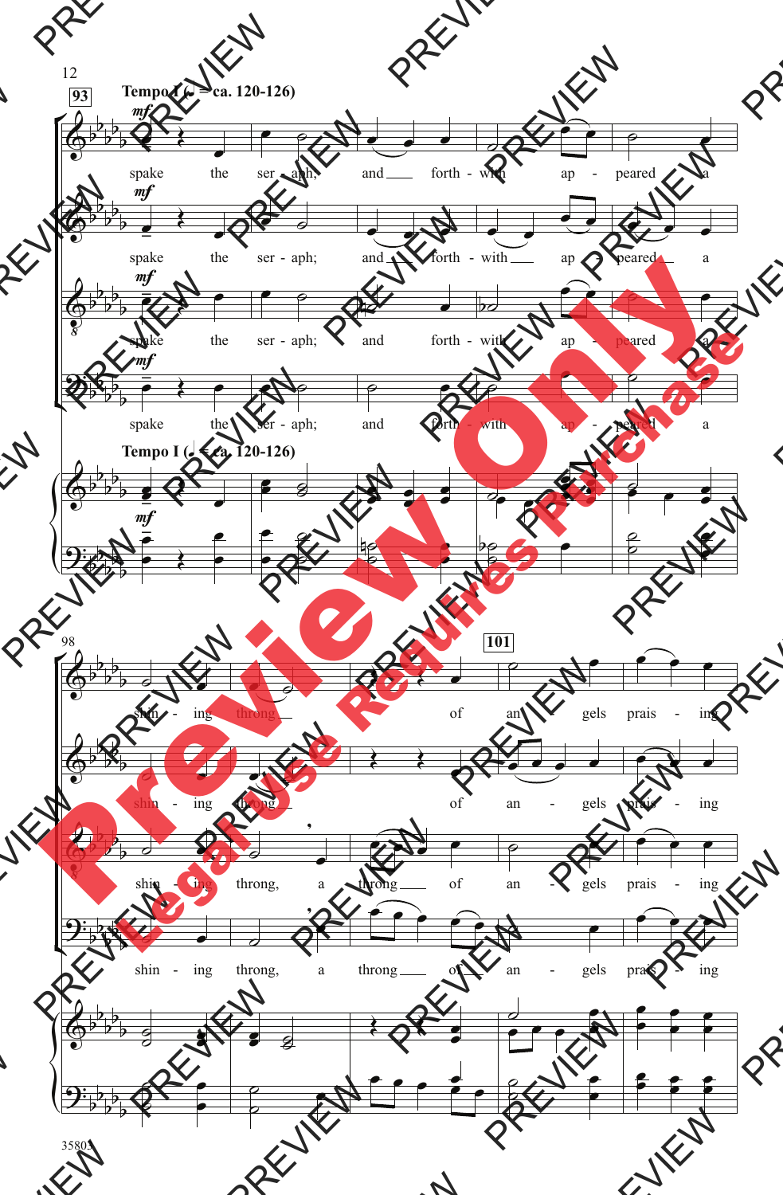Tempo I (♩ = ca. 120-126)

93

*mf*

spake the ser - aph; and forth - with ap - peared a

spake the ser - aph; and forth - with ap - peared a

spake the ser - aph; and forth - with ap - peared a

spake the ser - aph; and forth - with ap - peared a

Tempo I (♩ = ca. 120-126)

98

101

shin - ing throng of an - gels prais - ing

shin - ing throng of an - gels prais - ing

shin - ing throng, a throng of an - gels prais - ing

shin - ing throng, a throng of an - gels prais - ing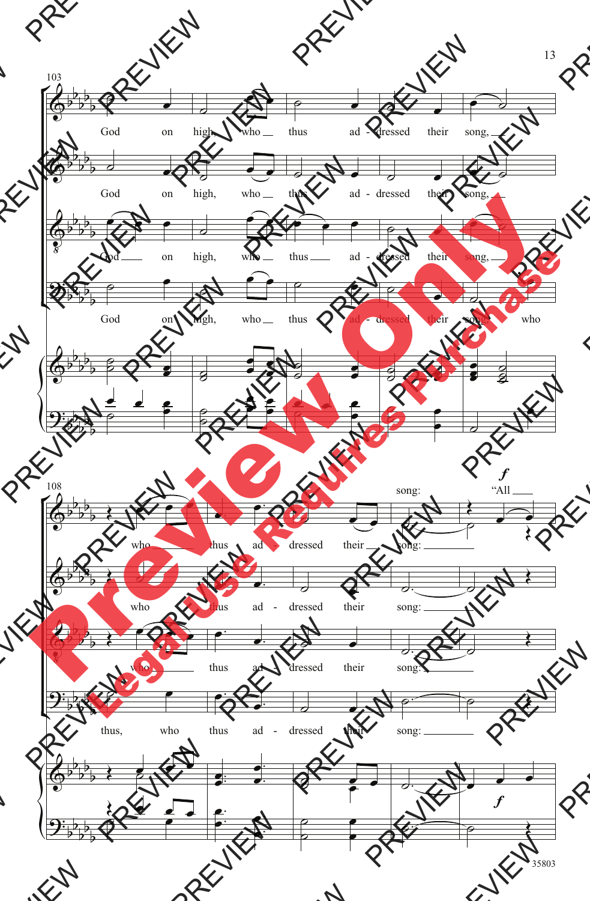103

God on high, who thus ad - dressed their song,

God on high, who thus ad - dressed their song,

God on high, who thus ad - dressed their song,

God on high, who thus ad - dressed their song, who

108

who thus ad - dressed their song:

*f* "All

who thus ad - dressed their song:

who thus ad - dressed their song:

thus, who thus ad - dressed their song:

*f*

35803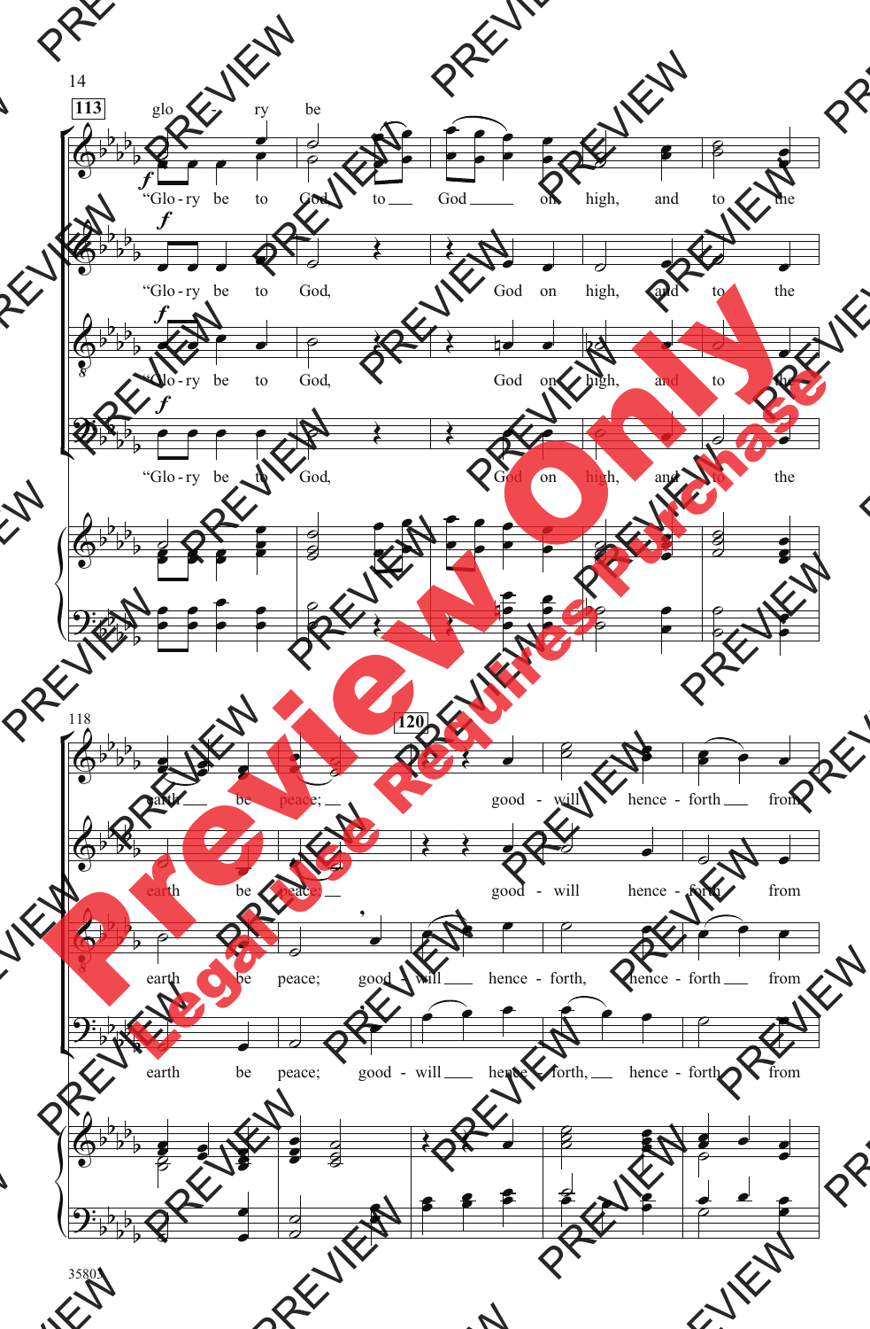113

glo - ry be

"Glo - ry be to God, to God on high, and to the

"Glo - ry be to God, God on high, and to the

"Glo - ry be to God, God on high, and to the

"Glo - ry be to God, God on high, and to the

118

120

earth be peace; good - will hence - forth from

earth be peace; good - will hence - forth from

earth be peace; good - will hence - forth, hence - forth from

earth be peace; good - will hence - forth, hence - forth from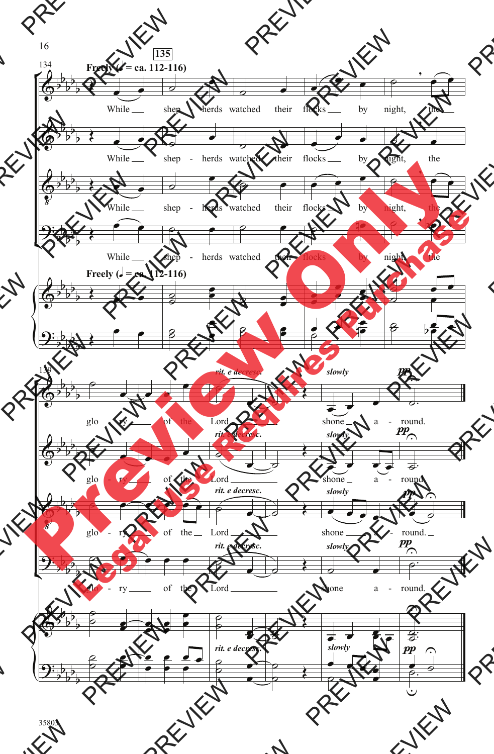135

Freely (♩ = ca. 112-116)

While shep - herds watched their flocks by night, the

glo - ry of the Lord shone a - round.

*rit. e decresc.*

*slowly*

*pp*